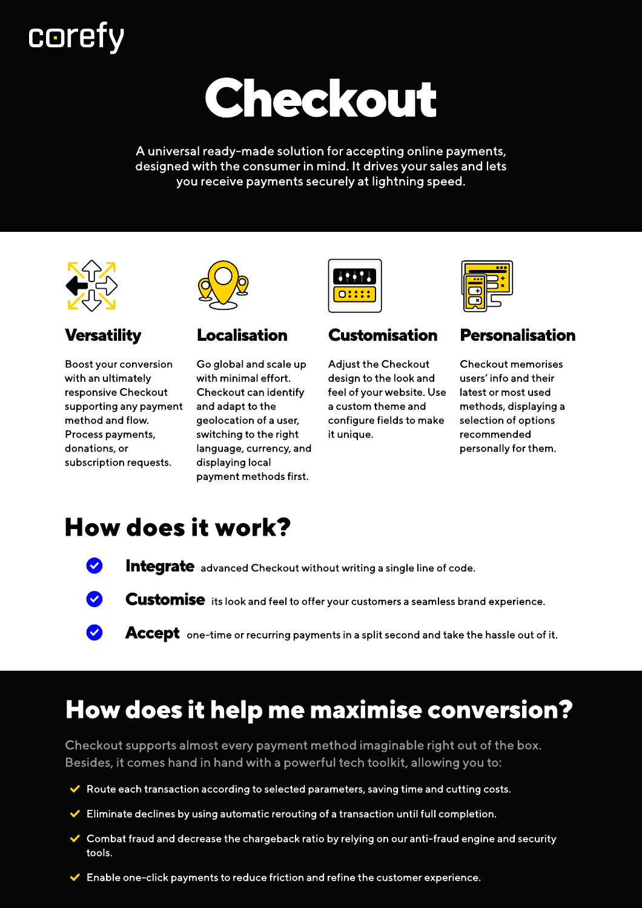corefy

# Checkout

A universal ready-made solution for accepting online payments, designed with the consumer in mind. It drives your sales and lets you receive payments securely at lightning speed.

### Versatility

Boost your conversion with an ultimately responsive Checkout supporting any payment method and flow. Process payments, donations, or subscription requests.

### Localisation

Go global and scale up with minimal effort. Checkout can identify and adapt to the geolocation of a user, switching to the right language, currency, and displaying local payment methods first.

### Customisation

Adjust the Checkout design to the look and feel of your website. Use a custom theme and configure fields to make it unique.

### Personalisation

Checkout memorises users' info and their latest or most used methods, displaying a selection of options recommended personally for them.

## How does it work?

- **Integrate** advanced Checkout without writing a single line of code.
- **Customise** its look and feel to offer your customers a seamless brand experience.
- **Accept** one-time or recurring payments in a split second and take the hassle out of it.

## How does it help me maximise conversion?

Checkout supports almost every payment method imaginable right out of the box. Besides, it comes hand in hand with a powerful tech toolkit, allowing you to:

- Route each transaction according to selected parameters, saving time and cutting costs.
- Eliminate declines by using automatic rerouting of a transaction until full completion.
- Combat fraud and decrease the chargeback ratio by relying on our anti-fraud engine and security tools.
- Enable one-click payments to reduce friction and refine the customer experience.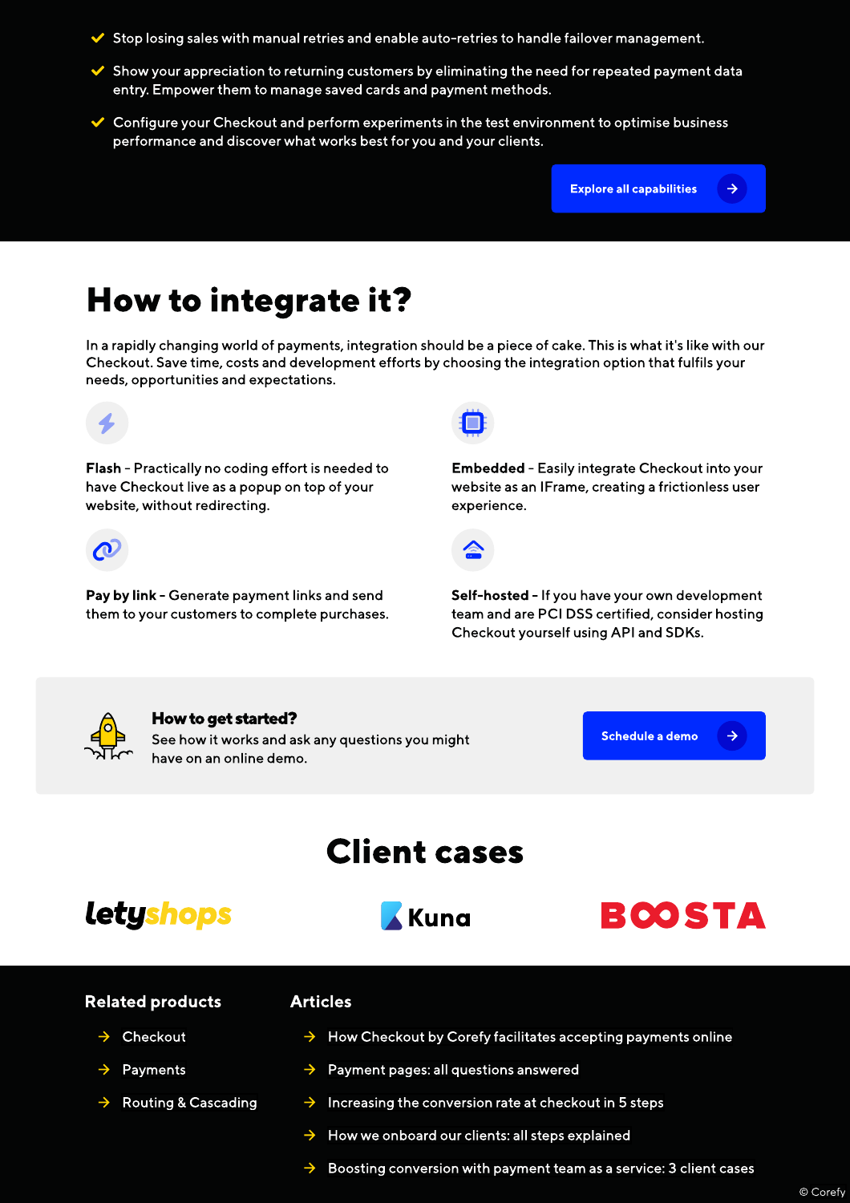- Stop losing sales with manual retries and enable auto-retries to handle failover management.
- Show your appreciation to returning customers by eliminating the need for repeated payment data entry. Empower them to manage saved cards and payment methods.
- Configure your Checkout and perform experiments in the test environment to optimise business performance and discover what works best for you and your clients.

Explore all capabilities

## How to integrate it?

In a rapidly changing world of payments, integration should be a piece of cake. This is what it's like with our Checkout. Save time, costs and development efforts by choosing the integration option that fulfils your needs, opportunities and expectations.

**Flash** - Practically no coding effort is needed to have Checkout live as a popup on top of your website, without redirecting.

**Embedded** - Easily integrate Checkout into your website as an IFrame, creating a frictionless user experience.

**Pay by link** - Generate payment links and send them to your customers to complete purchases.

**Self-hosted** - If you have your own development team and are PCI DSS certified, consider hosting Checkout yourself using API and SDKs.

**How to get started?**
See how it works and ask any questions you might have on an online demo.

Schedule a demo

## Client cases

letyshops

Kuna

BOOSTA

### Related products

- Checkout
- Payments
- Routing & Cascading

### Articles

- How Checkout by Corefy facilitates accepting payments online
- Payment pages: all questions answered
- Increasing the conversion rate at checkout in 5 steps
- How we onboard our clients: all steps explained
- Boosting conversion with payment team as a service: 3 client cases